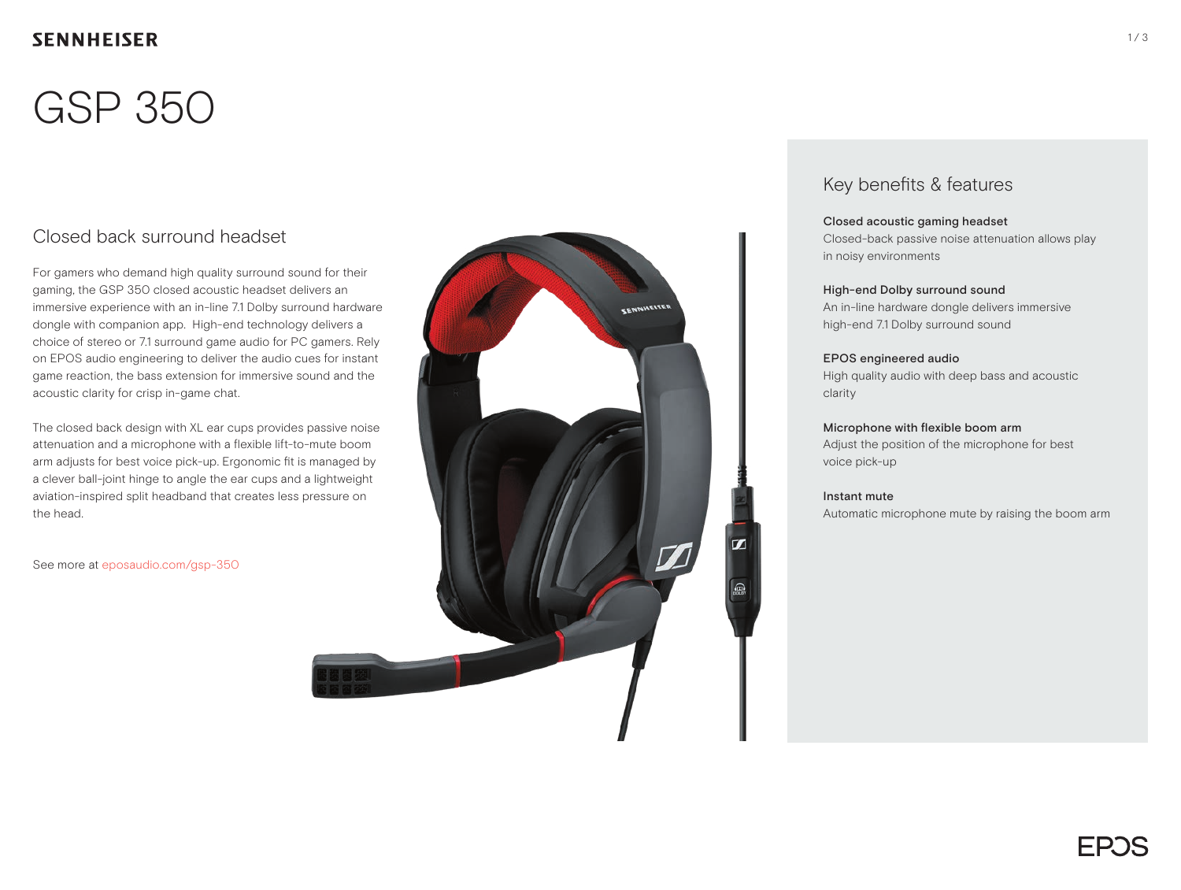SENNHEISER

# GSP 350

## Closed back surround headset

For gamers who demand high quality surround sound for their gaming, the GSP 350 closed acoustic headset delivers an immersive experience with an in-line 7.1 Dolby surround hardware dongle with companion app.  High-end technology delivers a choice of stereo or 7.1 surround game audio for PC gamers. Rely on EPOS audio engineering to deliver the audio cues for instant game reaction, the bass extension for immersive sound and the acoustic clarity for crisp in-game chat.

The closed back design with XL ear cups provides passive noise attenuation and a microphone with a flexible lift-to-mute boom arm adjusts for best voice pick-up. Ergonomic fit is managed by a clever ball-joint hinge to angle the ear cups and a lightweight aviation-inspired split headband that creates less pressure on the head.

See more at eposaudio.com/gsp-350

## Key benefits & features

**Closed acoustic gaming headset**
Closed-back passive noise attenuation allows play in noisy environments

**High-end Dolby surround sound**
An in-line hardware dongle delivers immersive high-end 7.1 Dolby surround sound

**EPOS engineered audio**
High quality audio with deep bass and acoustic clarity

**Microphone with flexible boom arm**
Adjust the position of the microphone for best voice pick-up

**Instant mute**
Automatic microphone mute by raising the boom arm

EPOS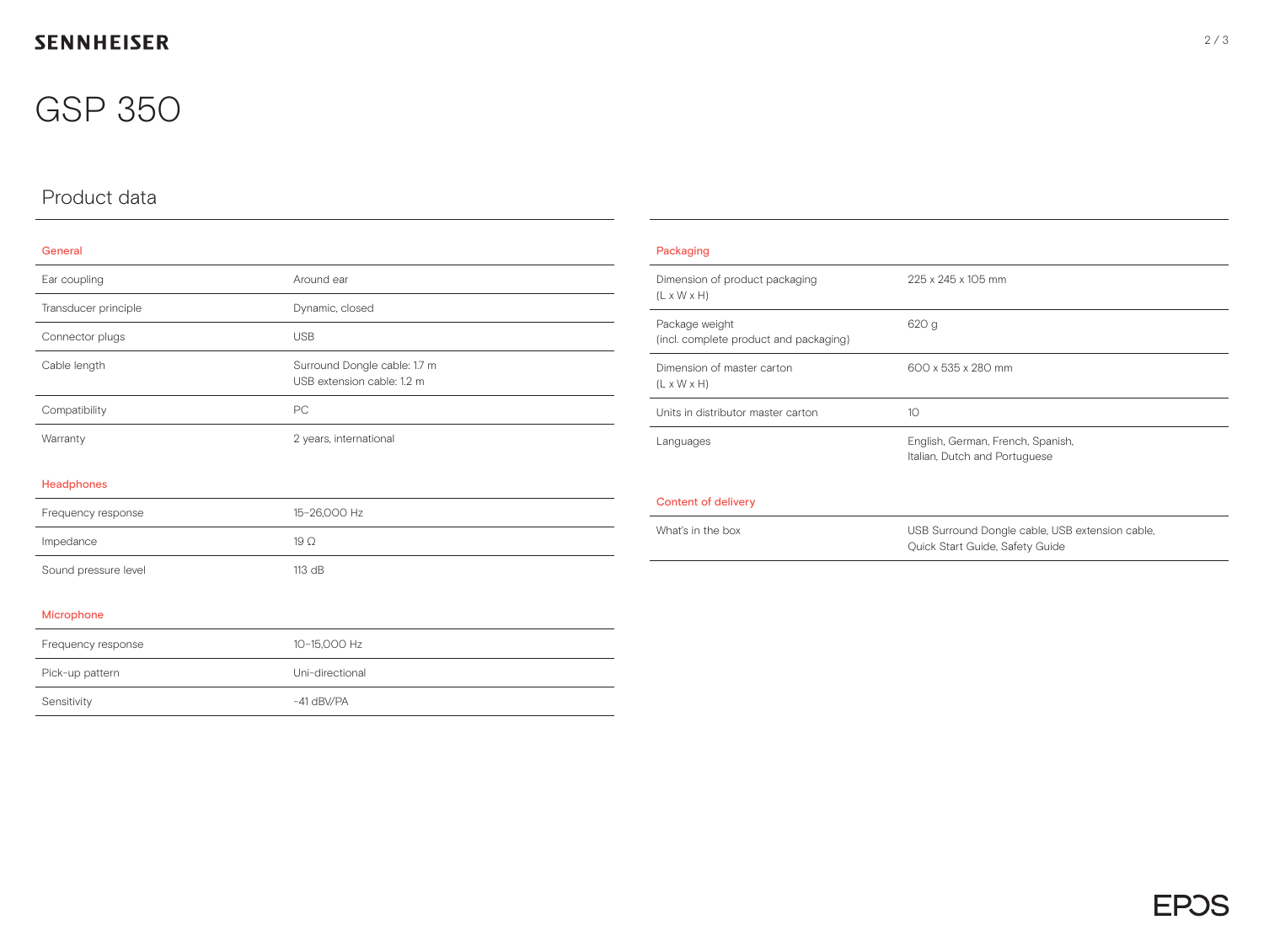# GSP 350

## Product data

### General

| | |
|---|---|
| Ear coupling | Around ear |
| Transducer principle | Dynamic, closed |
| Connector plugs | USB |
| Cable length | Surround Dongle cable: 1.7 m<br>USB extension cable: 1.2 m |
| Compatibility | PC |
| Warranty | 2 years, international |

### Headphones

| | |
|---|---|
| Frequency response | 15–26,000 Hz |
| Impedance | 19 Ω |
| Sound pressure level | 113 dB |

### Microphone

| | |
|---|---|
| Frequency response | 10–15,000 Hz |
| Pick-up pattern | Uni-directional |
| Sensitivity | -41 dBV/PA |

### Packaging

| | |
|---|---|
| Dimension of product packaging (L x W x H) | 225 x 245 x 105 mm |
| Package weight (incl. complete product and packaging) | 620 g |
| Dimension of master carton (L x W x H) | 600 x 535 x 280 mm |
| Units in distributor master carton | 10 |
| Languages | English, German, French, Spanish, Italian, Dutch and Portuguese |

### Content of delivery

| | |
|---|---|
| What's in the box | USB Surround Dongle cable, USB extension cable, Quick Start Guide, Safety Guide |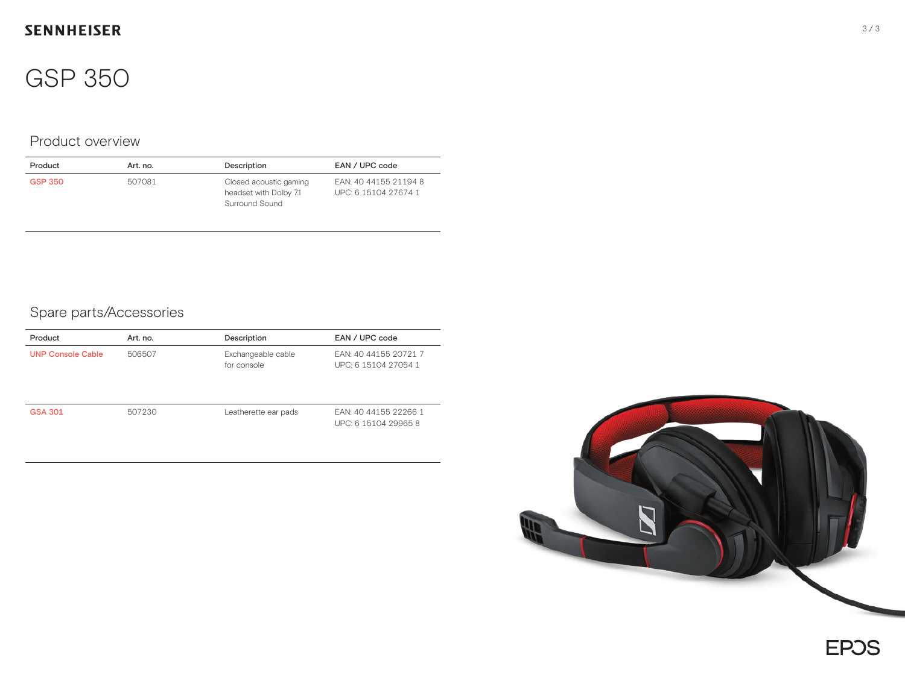# GSP 350

## Product overview

| Product | Art. no. | Description | EAN / UPC code |
|---|---|---|---|
| GSP 350 | 507081 | Closed acoustic gaming headset with Dolby 7.1 Surround Sound | EAN: 40 44155 21194 8<br>UPC: 6 15104 27674 1 |

## Spare parts/Accessories

| Product | Art. no. | Description | EAN / UPC code |
|---|---|---|---|
| UNP Console Cable | 506507 | Exchangeable cable for console | EAN: 40 44155 20721 7<br>UPC: 6 15104 27054 1 |
| GSA 301 | 507230 | Leatherette ear pads | EAN: 40 44155 22266 1<br>UPC: 6 15104 29965 8 |